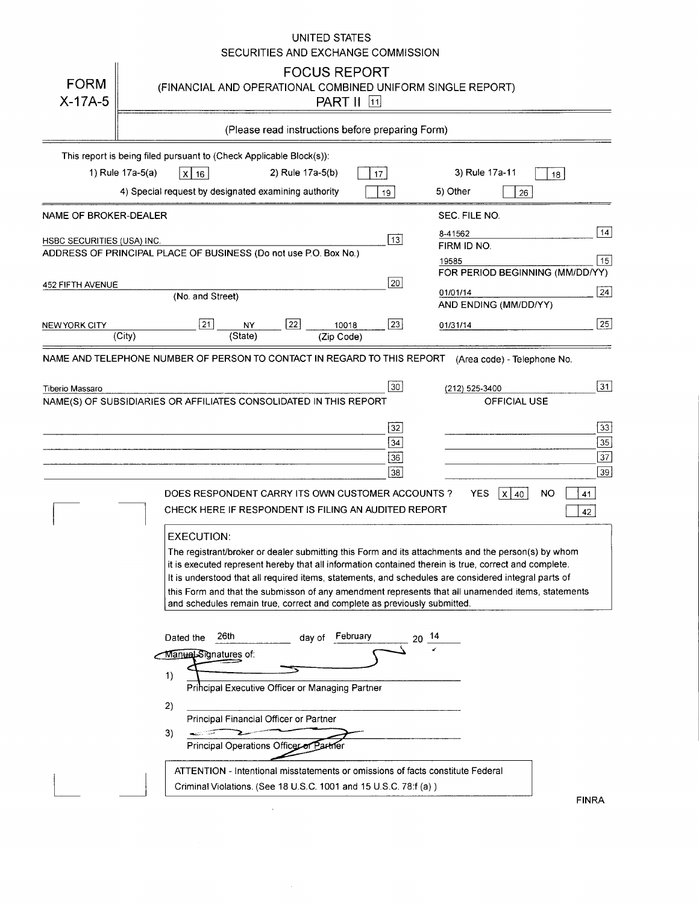UNITED STATES

SECURITIES AND EXCHANGE COMMISSION

# FORM X-17A-5

## FOCUS REPORT

(FINANCIAL AND OPERATIONAL COMBINED UNIFORM SINGLE REPORT)

PART II [11]

(Please read instructions before preparing Form)

This report is being filed pursuant to (Check Applicable Block(s)):

1) Rule 17a-5(a) [X] 16 &nbsp;&nbsp; 2) Rule 17a-5(b) [ ] 17 &nbsp;&nbsp; 3) Rule 17a-11 [ ] 18

4) Special request by designated examining authority [ ] 19 &nbsp;&nbsp; 5) Other [ ] 26

| | |
|---|---|
| NAME OF BROKER-DEALER | SEC. FILE NO. |
| HSBC SECURITIES (USA) INC. [13] | 8-41562 [14] |
| ADDRESS OF PRINCIPAL PLACE OF BUSINESS (Do not use P.O. Box No.) | FIRM ID NO. |
| | 19585 [15] |
| 452 FIFTH AVENUE [20] | FOR PERIOD BEGINNING (MM/DD/YY) |
| (No. and Street) | 01/01/14 [24] |
| | AND ENDING (MM/DD/YY) |
| NEW YORK CITY [21] (City) NY [22] (State) 10018 [23] (Zip Code) | 01/31/14 [25] |

NAME AND TELEPHONE NUMBER OF PERSON TO CONTACT IN REGARD TO THIS REPORT (Area code) - Telephone No.

Tiberio Massaro [30] &nbsp;&nbsp; (212) 525-3400 [31]

NAME(S) OF SUBSIDIARIES OR AFFILIATES CONSOLIDATED IN THIS REPORT &nbsp;&nbsp; OFFICIAL USE

| | | | |
|---|---|---|---|
| | [32] | | [33] |
| | [34] | | [35] |
| | [36] | | [37] |
| | [38] | | [39] |

DOES RESPONDENT CARRY ITS OWN CUSTOMER ACCOUNTS ? YES [X] 40 NO [ ] 41

CHECK HERE IF RESPONDENT IS FILING AN AUDITED REPORT [ ] 42

**EXECUTION:**

The registrant/broker or dealer submitting this Form and its attachments and the person(s) by whom it is executed represent hereby that all information contained therein is true, correct and complete. It is understood that all required items, statements, and schedules are considered integral parts of this Form and that the submisson of any amendment represents that all unamended items, statements and schedules remain true, correct and complete as previously submitted.

Dated the 26th day of February 20 14

Manual Signatures of:

1) ______________________
Principal Executive Officer or Managing Partner

2) ______________________
Principal Financial Officer or Partner

3) ______________________
Principal Operations Officer or Partner

ATTENTION - Intentional misstatements or omissions of facts constitute Federal Criminal Violations. (See 18 U.S.C. 1001 and 15 U.S.C. 78:f (a) )

FINRA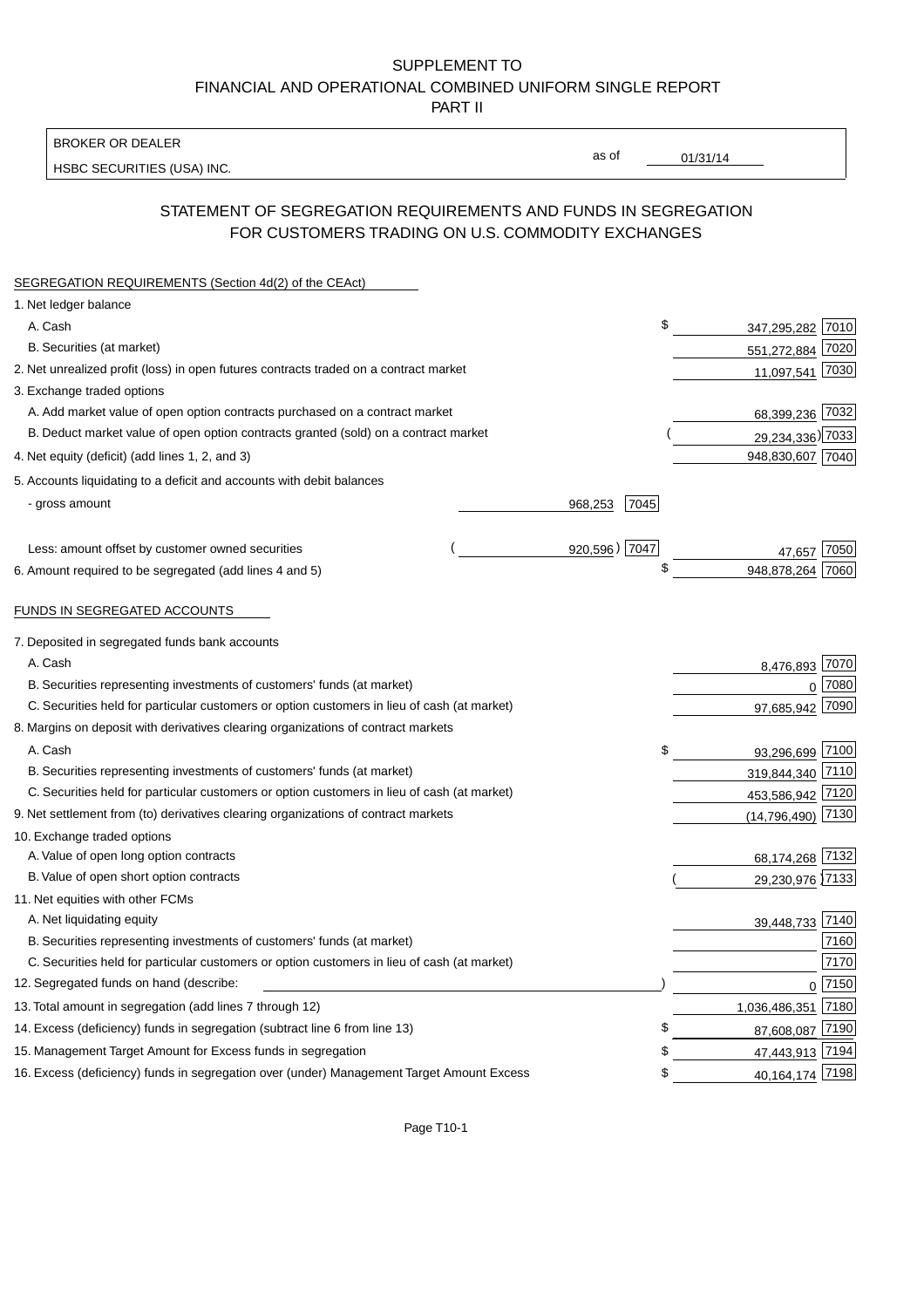SUPPLEMENT TO
FINANCIAL AND OPERATIONAL COMBINED UNIFORM SINGLE REPORT
PART II

BROKER OR DEALER
HSBC SECURITIES (USA) INC.

as of 01/31/14

## STATEMENT OF SEGREGATION REQUIREMENTS AND FUNDS IN SEGREGATION FOR CUSTOMERS TRADING ON U.S. COMMODITY EXCHANGES

SEGREGATION REQUIREMENTS (Section 4d(2) of the CEAct)

| Item | | | Amount | Code |
|---|---|---|---|---|
| 1. Net ledger balance | | | | |
| A. Cash | | | $ 347,295,282 | 7010 |
| B. Securities (at market) | | | 551,272,884 | 7020 |
| 2. Net unrealized profit (loss) in open futures contracts traded on a contract market | | | 11,097,541 | 7030 |
| 3. Exchange traded options | | | | |
| A. Add market value of open option contracts purchased on a contract market | | | 68,399,236 | 7032 |
| B. Deduct market value of open option contracts granted (sold) on a contract market | | | (29,234,336) | 7033 |
| 4. Net equity (deficit) (add lines 1, 2, and 3) | | | 948,830,607 | 7040 |
| 5. Accounts liquidating to a deficit and accounts with debit balances | | | | |
| - gross amount | 968,253 | 7045 | | |
| Less: amount offset by customer owned securities | (920,596) | 7047 | 47,657 | 7050 |
| 6. Amount required to be segregated (add lines 4 and 5) | | | $ 948,878,264 | 7060 |

FUNDS IN SEGREGATED ACCOUNTS

| Item | Amount | Code |
|---|---|---|
| 7. Deposited in segregated funds bank accounts | | |
| A. Cash | 8,476,893 | 7070 |
| B. Securities representing investments of customers' funds (at market) | 0 | 7080 |
| C. Securities held for particular customers or option customers in lieu of cash (at market) | 97,685,942 | 7090 |
| 8. Margins on deposit with derivatives clearing organizations of contract markets | | |
| A. Cash | $ 93,296,699 | 7100 |
| B. Securities representing investments of customers' funds (at market) | 319,844,340 | 7110 |
| C. Securities held for particular customers or option customers in lieu of cash (at market) | 453,586,942 | 7120 |
| 9. Net settlement from (to) derivatives clearing organizations of contract markets | (14,796,490) | 7130 |
| 10. Exchange traded options | | |
| A. Value of open long option contracts | 68,174,268 | 7132 |
| B. Value of open short option contracts | (29,230,976) | 7133 |
| 11. Net equities with other FCMs | | |
| A. Net liquidating equity | 39,448,733 | 7140 |
| B. Securities representing investments of customers' funds (at market) | | 7160 |
| C. Securities held for particular customers or option customers in lieu of cash (at market) | | 7170 |
| 12. Segregated funds on hand (describe: ) | 0 | 7150 |
| 13. Total amount in segregation (add lines 7 through 12) | 1,036,486,351 | 7180 |
| 14. Excess (deficiency) funds in segregation (subtract line 6 from line 13) | $ 87,608,087 | 7190 |
| 15. Management Target Amount for Excess funds in segregation | $ 47,443,913 | 7194 |
| 16. Excess (deficiency) funds in segregation over (under) Management Target Amount Excess | $ 40,164,174 | 7198 |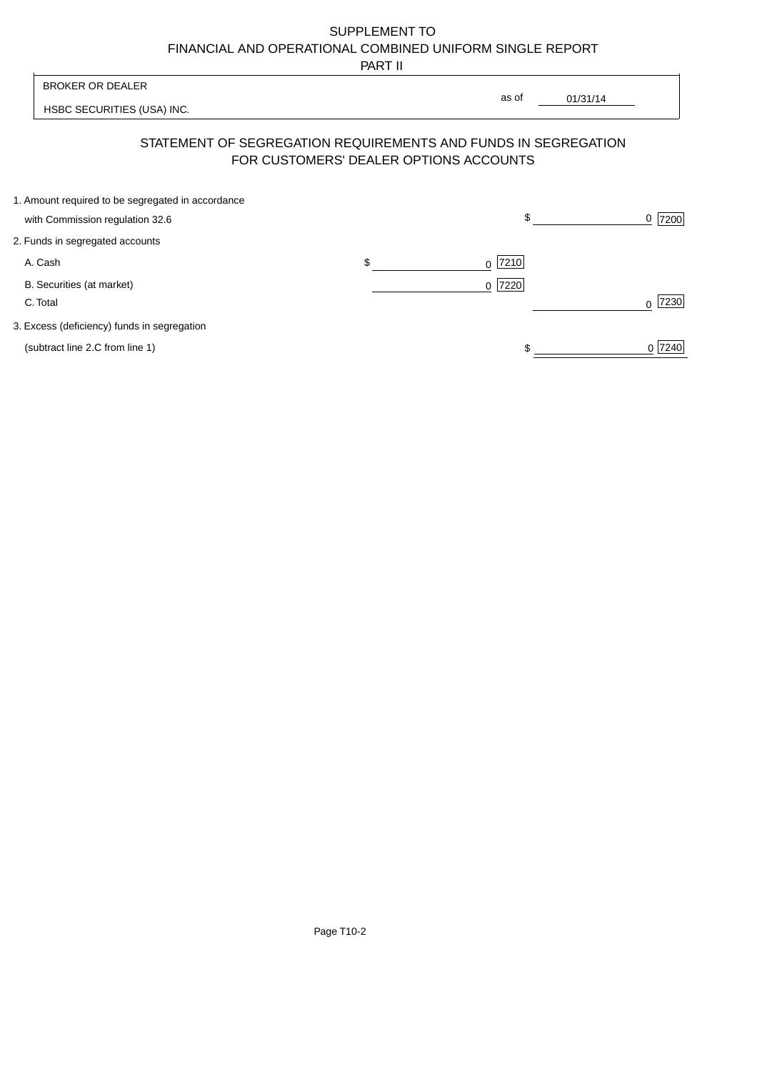# SUPPLEMENT TO
# FINANCIAL AND OPERATIONAL COMBINED UNIFORM SINGLE REPORT
## PART II

BROKER OR DEALER

HSBC SECURITIES (USA) INC.

as of 01/31/14

## STATEMENT OF SEGREGATION REQUIREMENTS AND FUNDS IN SEGREGATION FOR CUSTOMERS' DEALER OPTIONS ACCOUNTS

| | | | | |
|---|---|---|---|---|
| 1. Amount required to be segregated in accordance with Commission regulation 32.6 | | | $ 0 | 7200 |
| 2. Funds in segregated accounts | | | | |
| A. Cash | $ 0 | 7210 | | |
| B. Securities (at market) | 0 | 7220 | | |
| C. Total | | | 0 | 7230 |
| 3. Excess (deficiency) funds in segregation (subtract line 2.C from line 1) | | | $ 0 | 7240 |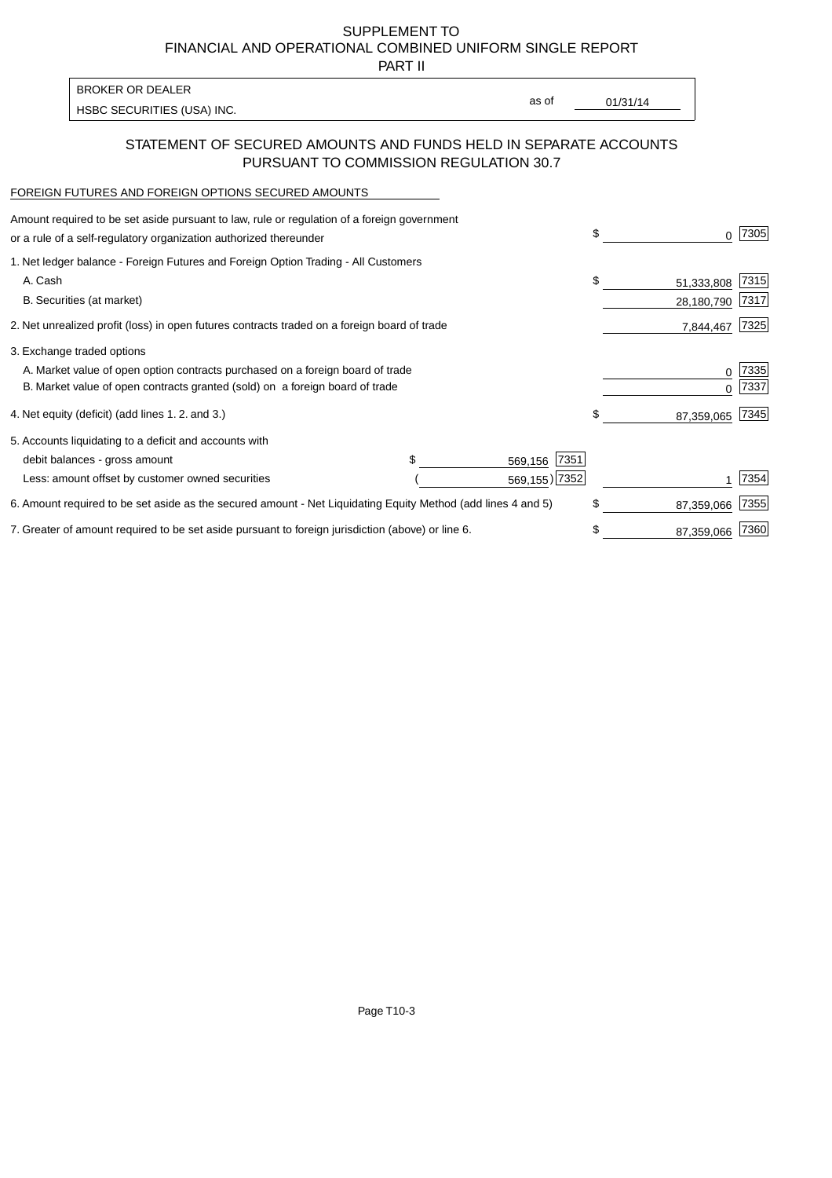# SUPPLEMENT TO
# FINANCIAL AND OPERATIONAL COMBINED UNIFORM SINGLE REPORT
# PART II

BROKER OR DEALER
HSBC SECURITIES (USA) INC.

as of 01/31/14

## STATEMENT OF SECURED AMOUNTS AND FUNDS HELD IN SEPARATE ACCOUNTS PURSUANT TO COMMISSION REGULATION 30.7

FOREIGN FUTURES AND FOREIGN OPTIONS SECURED AMOUNTS

| Description | | | Amount | Code |
|---|---|---|---|---|
| Amount required to be set aside pursuant to law, rule or regulation of a foreign government or a rule of a self-regulatory organization authorized thereunder | | | $ 0 | 7305 |
| 1. Net ledger balance - Foreign Futures and Foreign Option Trading - All Customers | | | | |
| A. Cash | | | $ 51,333,808 | 7315 |
| B. Securities (at market) | | | 28,180,790 | 7317 |
| 2. Net unrealized profit (loss) in open futures contracts traded on a foreign board of trade | | | 7,844,467 | 7325 |
| 3. Exchange traded options | | | | |
| A. Market value of open option contracts purchased on a foreign board of trade | | | 0 | 7335 |
| B. Market value of open contracts granted (sold) on a foreign board of trade | | | 0 | 7337 |
| 4. Net equity (deficit) (add lines 1. 2. and 3.) | | | $ 87,359,065 | 7345 |
| 5. Accounts liquidating to a deficit and accounts with | | | | |
| debit balances - gross amount | $ 569,156 | 7351 | | |
| Less: amount offset by customer owned securities | ( 569,155) | 7352 | 1 | 7354 |
| 6. Amount required to be set aside as the secured amount - Net Liquidating Equity Method (add lines 4 and 5) | | | $ 87,359,066 | 7355 |
| 7. Greater of amount required to be set aside pursuant to foreign jurisdiction (above) or line 6. | | | $ 87,359,066 | 7360 |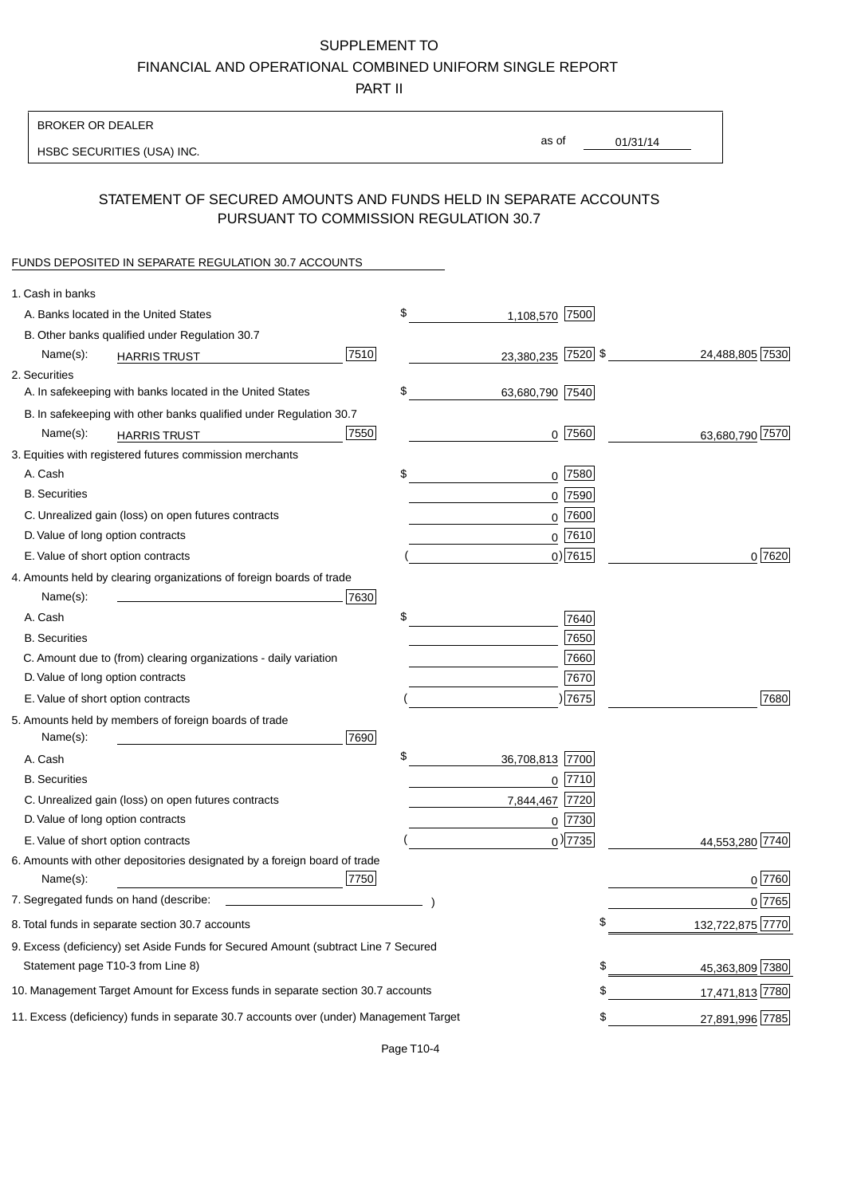SUPPLEMENT TO
FINANCIAL AND OPERATIONAL COMBINED UNIFORM SINGLE REPORT
PART II

BROKER OR DEALER
HSBC SECURITIES (USA) INC.

as of 01/31/14

## STATEMENT OF SECURED AMOUNTS AND FUNDS HELD IN SEPARATE ACCOUNTS PURSUANT TO COMMISSION REGULATION 30.7

FUNDS DEPOSITED IN SEPARATE REGULATION 30.7 ACCOUNTS

| | | | | |
|---|---|---|---|---|
| 1. Cash in banks | | | | |
| A. Banks located in the United States | | $ 1,108,570 [7500] | | |
| B. Other banks qualified under Regulation 30.7 | | | | |
| Name(s): HARRIS TRUST | [7510] | 23,380,235 [7520] | $ 24,488,805 [7530] | |
| 2. Securities | | | | |
| A. In safekeeping with banks located in the United States | | $ 63,680,790 [7540] | | |
| B. In safekeeping with other banks qualified under Regulation 30.7 | | | | |
| Name(s): HARRIS TRUST | [7550] | 0 [7560] | 63,680,790 [7570] | |
| 3. Equities with registered futures commission merchants | | | | |
| A. Cash | | $ 0 [7580] | | |
| B. Securities | | 0 [7590] | | |
| C. Unrealized gain (loss) on open futures contracts | | 0 [7600] | | |
| D. Value of long option contracts | | 0 [7610] | | |
| E. Value of short option contracts | | ( 0) [7615] | 0 [7620] | |
| 4. Amounts held by clearing organizations of foreign boards of trade | | | | |
| Name(s): | [7630] | | | |
| A. Cash | | $ [7640] | | |
| B. Securities | | [7650] | | |
| C. Amount due to (from) clearing organizations - daily variation | | [7660] | | |
| D. Value of long option contracts | | [7670] | | |
| E. Value of short option contracts | | ( ) [7675] | [7680] | |
| 5. Amounts held by members of foreign boards of trade | | | | |
| Name(s): | [7690] | | | |
| A. Cash | | $ 36,708,813 [7700] | | |
| B. Securities | | 0 [7710] | | |
| C. Unrealized gain (loss) on open futures contracts | | 7,844,467 [7720] | | |
| D. Value of long option contracts | | 0 [7730] | | |
| E. Value of short option contracts | | ( 0) [7735] | 44,553,280 [7740] | |
| 6. Amounts with other depositories designated by a foreign board of trade | | | | |
| Name(s): | [7750] | | 0 [7760] | |
| 7. Segregated funds on hand (describe: ) | | | 0 [7765] | |
| 8. Total funds in separate section 30.7 accounts | | | $ 132,722,875 [7770] | |
| 9. Excess (deficiency) set Aside Funds for Secured Amount (subtract Line 7 Secured Statement page T10-3 from Line 8) | | | $ 45,363,809 [7380] | |
| 10. Management Target Amount for Excess funds in separate section 30.7 accounts | | | $ 17,471,813 [7780] | |
| 11. Excess (deficiency) funds in separate 30.7 accounts over (under) Management Target | | | $ 27,891,996 [7785] | |

Page T10-4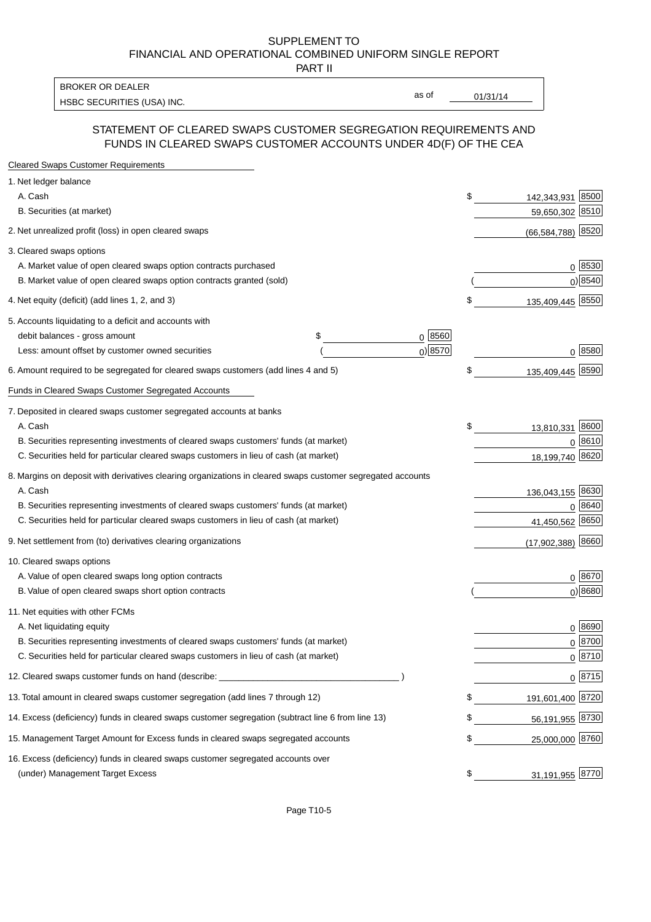SUPPLEMENT TO
FINANCIAL AND OPERATIONAL COMBINED UNIFORM SINGLE REPORT
PART II

| BROKER OR DEALER | | |
|---|---|---|
| HSBC SECURITIES (USA) INC. | as of | 01/31/14 |

## STATEMENT OF CLEARED SWAPS CUSTOMER SEGREGATION REQUIREMENTS AND FUNDS IN CLEARED SWAPS CUSTOMER ACCOUNTS UNDER 4D(F) OF THE CEA

**Cleared Swaps Customer Requirements**

| | | | | |
|---|---|---|---|---|
| 1. Net ledger balance | | | | |
| A. Cash | | | $ 142,343,931 | 8500 |
| B. Securities (at market) | | | 59,650,302 | 8510 |
| 2. Net unrealized profit (loss) in open cleared swaps | | | (66,584,788) | 8520 |
| 3. Cleared swaps options | | | | |
| A. Market value of open cleared swaps option contracts purchased | | | 0 | 8530 |
| B. Market value of open cleared swaps option contracts granted (sold) | | | ( 0) | 8540 |
| 4. Net equity (deficit) (add lines 1, 2, and 3) | | | $ 135,409,445 | 8550 |
| 5. Accounts liquidating to a deficit and accounts with debit balances - gross amount | $ 0 | 8560 | | |
| Less: amount offset by customer owned securities | ( 0) | 8570 | 0 | 8580 |
| 6. Amount required to be segregated for cleared swaps customers (add lines 4 and 5) | | | $ 135,409,445 | 8590 |

**Funds in Cleared Swaps Customer Segregated Accounts**

| | | |
|---|---|---|
| 7. Deposited in cleared swaps customer segregated accounts at banks | | |
| A. Cash | $ 13,810,331 | 8600 |
| B. Securities representing investments of cleared swaps customers' funds (at market) | 0 | 8610 |
| C. Securities held for particular cleared swaps customers in lieu of cash (at market) | 18,199,740 | 8620 |
| 8. Margins on deposit with derivatives clearing organizations in cleared swaps customer segregated accounts | | |
| A. Cash | 136,043,155 | 8630 |
| B. Securities representing investments of cleared swaps customers' funds (at market) | 0 | 8640 |
| C. Securities held for particular cleared swaps customers in lieu of cash (at market) | 41,450,562 | 8650 |
| 9. Net settlement from (to) derivatives clearing organizations | (17,902,388) | 8660 |
| 10. Cleared swaps options | | |
| A. Value of open cleared swaps long option contracts | 0 | 8670 |
| B. Value of open cleared swaps short option contracts | ( 0) | 8680 |
| 11. Net equities with other FCMs | | |
| A. Net liquidating equity | 0 | 8690 |
| B. Securities representing investments of cleared swaps customers' funds (at market) | 0 | 8700 |
| C. Securities held for particular cleared swaps customers in lieu of cash (at market) | 0 | 8710 |
| 12. Cleared swaps customer funds on hand (describe: ____________________ ) | 0 | 8715 |
| 13. Total amount in cleared swaps customer segregation (add lines 7 through 12) | $ 191,601,400 | 8720 |
| 14. Excess (deficiency) funds in cleared swaps customer segregation (subtract line 6 from line 13) | $ 56,191,955 | 8730 |
| 15. Management Target Amount for Excess funds in cleared swaps segregated accounts | $ 25,000,000 | 8760 |
| 16. Excess (deficiency) funds in cleared swaps customer segregated accounts over (under) Management Target Excess | $ 31,191,955 | 8770 |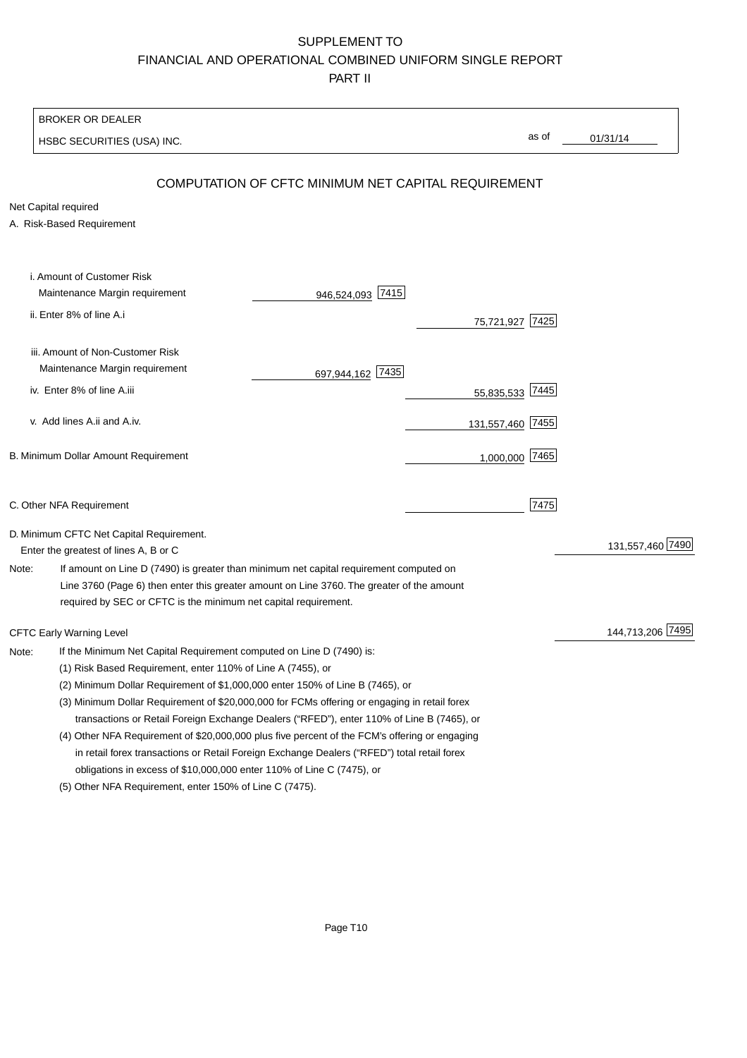# SUPPLEMENT TO
# FINANCIAL AND OPERATIONAL COMBINED UNIFORM SINGLE REPORT
# PART II

| | | |
|---|---|---|
| BROKER OR DEALER | | |
| HSBC SECURITIES (USA) INC. | as of | 01/31/14 |

## COMPUTATION OF CFTC MINIMUM NET CAPITAL REQUIREMENT

Net Capital required

A. Risk-Based Requirement

| | | | |
|---|---|---|---|
| i. Amount of Customer Risk Maintenance Margin requirement | 946,524,093 [7415] | | |
| ii. Enter 8% of line A.i | | 75,721,927 [7425] | |
| iii. Amount of Non-Customer Risk Maintenance Margin requirement | 697,944,162 [7435] | | |
| iv. Enter 8% of line A.iii | | 55,835,533 [7445] | |
| v. Add lines A.ii and A.iv. | | 131,557,460 [7455] | |
| B. Minimum Dollar Amount Requirement | | 1,000,000 [7465] | |
| C. Other NFA Requirement | | [7475] | |
| D. Minimum CFTC Net Capital Requirement. Enter the greatest of lines A, B or C | | | 131,557,460 [7490] |

Note: If amount on Line D (7490) is greater than minimum net capital requirement computed on Line 3760 (Page 6) then enter this greater amount on Line 3760. The greater of the amount required by SEC or CFTC is the minimum net capital requirement.

CFTC Early Warning Level 144,713,206 [7495]

Note: If the Minimum Net Capital Requirement computed on Line D (7490) is:

(1) Risk Based Requirement, enter 110% of Line A (7455), or

(2) Minimum Dollar Requirement of $1,000,000 enter 150% of Line B (7465), or

(3) Minimum Dollar Requirement of $20,000,000 for FCMs offering or engaging in retail forex transactions or Retail Foreign Exchange Dealers ("RFED"), enter 110% of Line B (7465), or

(4) Other NFA Requirement of $20,000,000 plus five percent of the FCM's offering or engaging in retail forex transactions or Retail Foreign Exchange Dealers ("RFED") total retail forex obligations in excess of $10,000,000 enter 110% of Line C (7475), or

(5) Other NFA Requirement, enter 150% of Line C (7475).